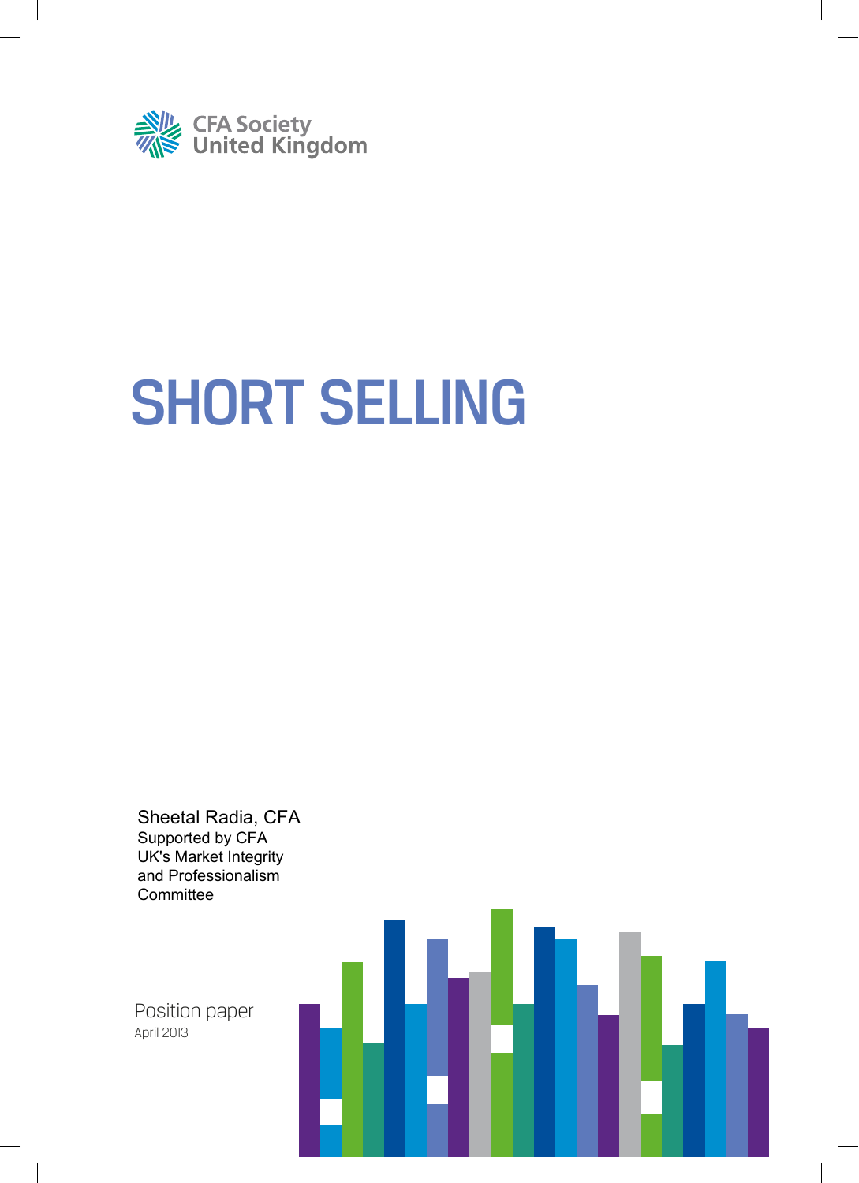CFA Society United Kingdom

# SHORT SELLING

Sheetal Radia, CFA
Supported by CFA UK's Market Integrity and Professionalism Committee

Position paper
April 2013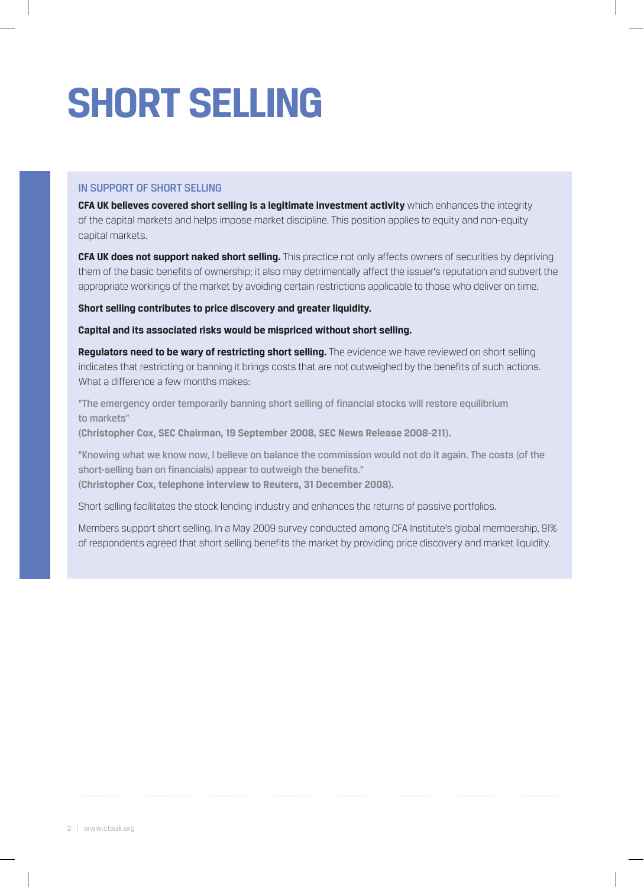# SHORT SELLING

## IN SUPPORT OF SHORT SELLING

**CFA UK believes covered short selling is a legitimate investment activity** which enhances the integrity of the capital markets and helps impose market discipline. This position applies to equity and non-equity capital markets.

**CFA UK does not support naked short selling.** This practice not only affects owners of securities by depriving them of the basic benefits of ownership; it also may detrimentally affect the issuer's reputation and subvert the appropriate workings of the market by avoiding certain restrictions applicable to those who deliver on time.

**Short selling contributes to price discovery and greater liquidity.**

**Capital and its associated risks would be mispriced without short selling.**

**Regulators need to be wary of restricting short selling.** The evidence we have reviewed on short selling indicates that restricting or banning it brings costs that are not outweighed by the benefits of such actions. What a difference a few months makes:

"The emergency order temporarily banning short selling of financial stocks will restore equilibrium to markets"
**(Christopher Cox, SEC Chairman, 19 September 2008, SEC News Release 2008-211).**

"Knowing what we know now, I believe on balance the commission would not do it again. The costs (of the short-selling ban on financials) appear to outweigh the benefits."
**(Christopher Cox, telephone interview to Reuters, 31 December 2008).**

Short selling facilitates the stock lending industry and enhances the returns of passive portfolios.

Members support short selling. In a May 2009 survey conducted among CFA Institute's global membership, 91% of respondents agreed that short selling benefits the market by providing price discovery and market liquidity.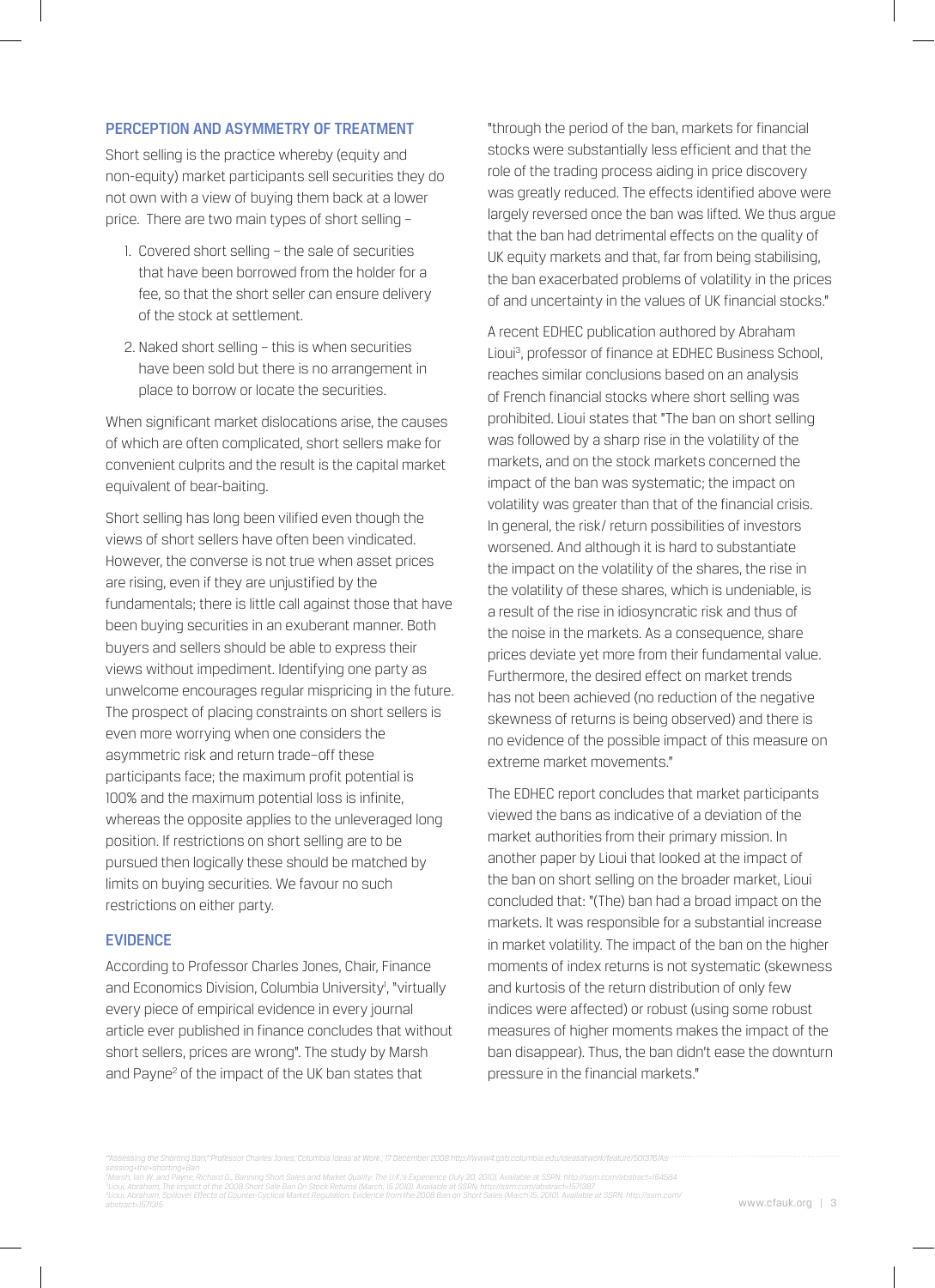## PERCEPTION AND ASYMMETRY OF TREATMENT

Short selling is the practice whereby (equity and non-equity) market participants sell securities they do not own with a view of buying them back at a lower price. There are two main types of short selling –

1. Covered short selling – the sale of securities that have been borrowed from the holder for a fee, so that the short seller can ensure delivery of the stock at settlement.
2. Naked short selling – this is when securities have been sold but there is no arrangement in place to borrow or locate the securities.

When significant market dislocations arise, the causes of which are often complicated, short sellers make for convenient culprits and the result is the capital market equivalent of bear-baiting.

Short selling has long been vilified even though the views of short sellers have often been vindicated. However, the converse is not true when asset prices are rising, even if they are unjustified by the fundamentals; there is little call against those that have been buying securities in an exuberant manner. Both buyers and sellers should be able to express their views without impediment. Identifying one party as unwelcome encourages regular mispricing in the future. The prospect of placing constraints on short sellers is even more worrying when one considers the asymmetric risk and return trade-off these participants face; the maximum profit potential is 100% and the maximum potential loss is infinite, whereas the opposite applies to the unleveraged long position. If restrictions on short selling are to be pursued then logically these should be matched by limits on buying securities. We favour no such restrictions on either party.

## EVIDENCE

According to Professor Charles Jones, Chair, Finance and Economics Division, Columbia University[1], "virtually every piece of empirical evidence in every journal article ever published in finance concludes that without short sellers, prices are wrong". The study by Marsh and Payne[2] of the impact of the UK ban states that "through the period of the ban, markets for financial stocks were substantially less efficient and that the role of the trading process aiding in price discovery was greatly reduced. The effects identified above were largely reversed once the ban was lifted. We thus argue that the ban had detrimental effects on the quality of UK equity markets and that, far from being stabilising, the ban exacerbated problems of volatility in the prices of and uncertainty in the values of UK financial stocks."

A recent EDHEC publication authored by Abraham Lioui[3], professor of finance at EDHEC Business School, reaches similar conclusions based on an analysis of French financial stocks where short selling was prohibited. Lioui states that "The ban on short selling was followed by a sharp rise in the volatility of the markets, and on the stock markets concerned the impact of the ban was systematic; the impact on volatility was greater than that of the financial crisis. In general, the risk/ return possibilities of investors worsened. And although it is hard to substantiate the impact on the volatility of the shares, the rise in the volatility of these shares, which is undeniable, is a result of the rise in idiosyncratic risk and thus of the noise in the markets. As a consequence, share prices deviate yet more from their fundamental value. Furthermore, the desired effect on market trends has not been achieved (no reduction of the negative skewness of returns is being observed) and there is no evidence of the possible impact of this measure on extreme market movements."

The EDHEC report concludes that market participants viewed the bans as indicative of a deviation of the market authorities from their primary mission. In another paper by Lioui that looked at the impact of the ban on short selling on the broader market, Lioui concluded that: "(The) ban had a broad impact on the markets. It was responsible for a substantial increase in market volatility. The impact of the ban on the higher moments of index returns is not systematic (skewness and kurtosis of the return distribution of only few indices were affected) or robust (using some robust measures of higher moments makes the impact of the ban disappear). Thus, the ban didn't ease the downturn pressure in the financial markets."

---

[1] "Assessing the Shorting Ban," Professor Charles Jones, Columbia Ideas at Work , 17 December 2008 http://www4.gsb.columbia.edu/ideasatwork/feature/501376/Assessing+the+shorting+Ban

[2] Marsh, Ian W. and Payne, Richard G., Banning Short Sales and Market Quality: The U.K.'s Experience (July 20, 2010). Available at SSRN: http://ssrn.com/abstract=164584

[3] Lioui, Abraham, The Impact of the 2008 Short Sale Ban On Stock Returns (March, 15 2010). Available at SSRN: http://ssrn.com/abstract=1571387

[4] Lioui, Abraham, Spillover Effects of Counter-Cyclical Market Regulation: Evidence from the 2008 Ban on Short Sales (March 15, 2010). Available at SSRN: http://ssrn.com/abstract=1571316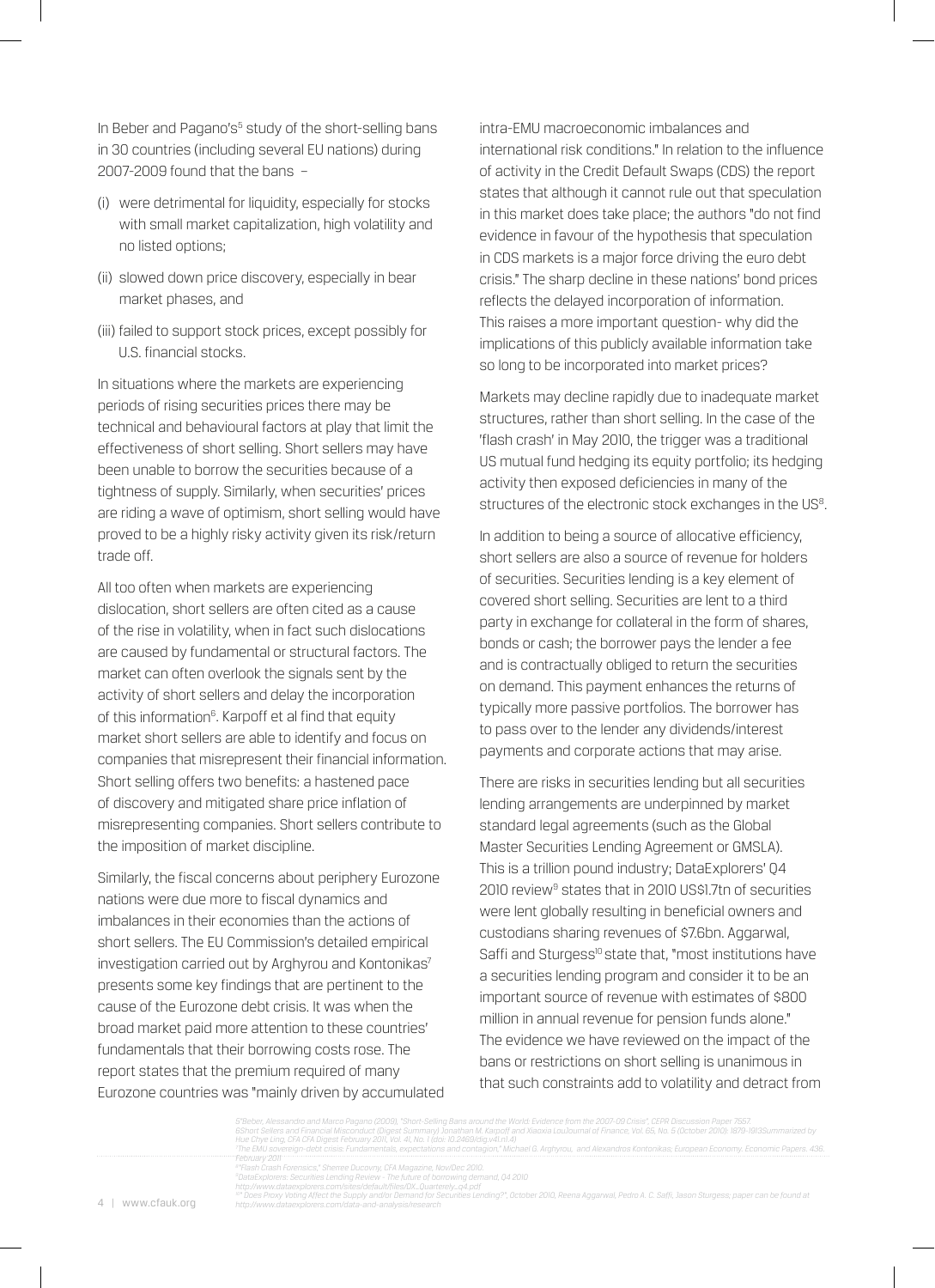In Beber and Pagano's[5] study of the short-selling bans in 30 countries (including several EU nations) during 2007-2009 found that the bans –

(i) were detrimental for liquidity, especially for stocks with small market capitalization, high volatility and no listed options;

(ii) slowed down price discovery, especially in bear market phases, and

(iii) failed to support stock prices, except possibly for U.S. financial stocks.

In situations where the markets are experiencing periods of rising securities prices there may be technical and behavioural factors at play that limit the effectiveness of short selling. Short sellers may have been unable to borrow the securities because of a tightness of supply. Similarly, when securities' prices are riding a wave of optimism, short selling would have proved to be a highly risky activity given its risk/return trade off.

All too often when markets are experiencing dislocation, short sellers are often cited as a cause of the rise in volatility, when in fact such dislocations are caused by fundamental or structural factors. The market can often overlook the signals sent by the activity of short sellers and delay the incorporation of this information[6]. Karpoff et al find that equity market short sellers are able to identify and focus on companies that misrepresent their financial information. Short selling offers two benefits: a hastened pace of discovery and mitigated share price inflation of misrepresenting companies. Short sellers contribute to the imposition of market discipline.

Similarly, the fiscal concerns about periphery Eurozone nations were due more to fiscal dynamics and imbalances in their economies than the actions of short sellers. The EU Commission's detailed empirical investigation carried out by Arghyrou and Kontonikas[7] presents some key findings that are pertinent to the cause of the Eurozone debt crisis. It was when the broad market paid more attention to these countries' fundamentals that their borrowing costs rose. The report states that the premium required of many Eurozone countries was "mainly driven by accumulated intra-EMU macroeconomic imbalances and international risk conditions." In relation to the influence of activity in the Credit Default Swaps (CDS) the report states that although it cannot rule out that speculation in this market does take place; the authors "do not find evidence in favour of the hypothesis that speculation in CDS markets is a major force driving the euro debt crisis." The sharp decline in these nations' bond prices reflects the delayed incorporation of information. This raises a more important question- why did the implications of this publicly available information take so long to be incorporated into market prices?

Markets may decline rapidly due to inadequate market structures, rather than short selling. In the case of the 'flash crash' in May 2010, the trigger was a traditional US mutual fund hedging its equity portfolio; its hedging activity then exposed deficiencies in many of the structures of the electronic stock exchanges in the US[8].

In addition to being a source of allocative efficiency, short sellers are also a source of revenue for holders of securities. Securities lending is a key element of covered short selling. Securities are lent to a third party in exchange for collateral in the form of shares, bonds or cash; the borrower pays the lender a fee and is contractually obliged to return the securities on demand. This payment enhances the returns of typically more passive portfolios. The borrower has to pass over to the lender any dividends/interest payments and corporate actions that may arise.

There are risks in securities lending but all securities lending arrangements are underpinned by market standard legal agreements (such as the Global Master Securities Lending Agreement or GMSLA). This is a trillion pound industry; DataExplorers' Q4 2010 review[9] states that in 2010 US$1.7tn of securities were lent globally resulting in beneficial owners and custodians sharing revenues of $7.6bn. Aggarwal, Saffi and Sturgess[10] state that, "most institutions have a securities lending program and consider it to be an important source of revenue with estimates of $800 million in annual revenue for pension funds alone." The evidence we have reviewed on the impact of the bans or restrictions on short selling is unanimous in that such constraints add to volatility and detract from

---

5 "Beber, Alessandro and Marco Pagano (2009), "Short-Selling Bans around the World: Evidence from the 2007-09 Crisis", CEPR Discussion Paper 7557.
6 Short Sellers and Financial Misconduct (Digest Summary) Jonathan M. Karpoff and Xiaoxia Lou Journal of Finance, Vol. 65, No. 5 (October 2010): 1879–1913 Summarized by Hue Chye Ling, CFA CFA Digest February 2011, Vol. 41, No. 1 (doi: 10.2469/dig.v41.n1.4)
7 The EMU sovereign-debt crisis: Fundamentals, expectations and contagion," Michael G. Arghyrou, and Alexandros Kontonikas; European Economy. Economic Papers. 436. February 2011
8 "Flash Crash Forensics," Sherree Ducovny, CFA Magazine, Nov/Dec 2010.
9 DataExplorers: Securities Lending Review - The future of borrowing demand, Q4 2010 http://www.dataexplorers.com/sites/default/files/DX_Quarterly_q4.pdf
10 " Does Proxy Voting Affect the Supply and/or Demand for Securities Lending?", October 2010, Reena Aggarwal, Pedro A. C. Saffi, Jason Sturgess; paper can be found at http://www.dataexplorers.com/data-and-analysis/research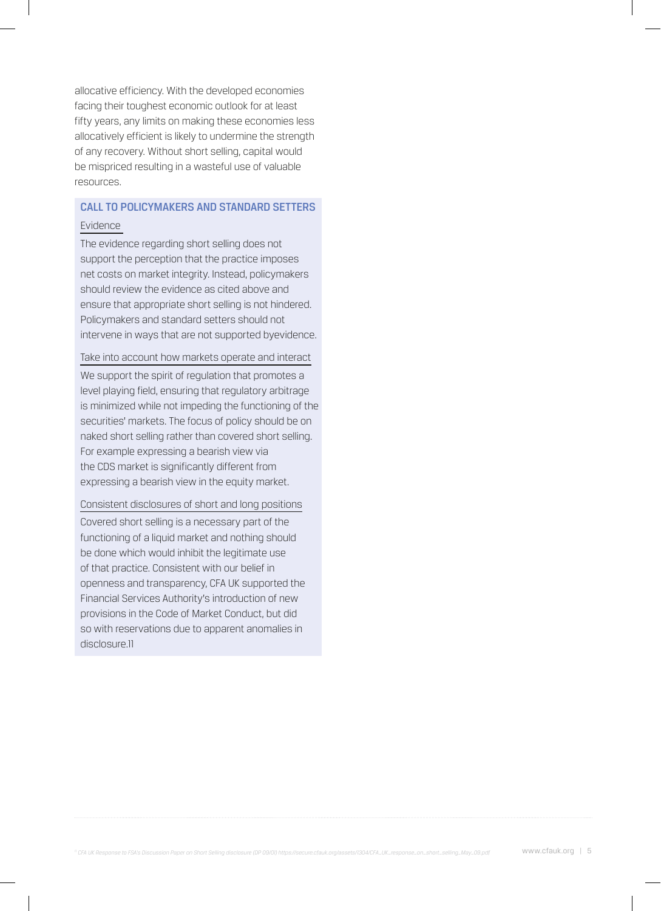allocative efficiency. With the developed economies facing their toughest economic outlook for at least fifty years, any limits on making these economies less allocatively efficient is likely to undermine the strength of any recovery. Without short selling, capital would be mispriced resulting in a wasteful use of valuable resources.

## CALL TO POLICYMAKERS AND STANDARD SETTERS

### Evidence

The evidence regarding short selling does not support the perception that the practice imposes net costs on market integrity. Instead, policymakers should review the evidence as cited above and ensure that appropriate short selling is not hindered. Policymakers and standard setters should not intervene in ways that are not supported byevidence.

### Take into account how markets operate and interact

We support the spirit of regulation that promotes a level playing field, ensuring that regulatory arbitrage is minimized while not impeding the functioning of the securities' markets. The focus of policy should be on naked short selling rather than covered short selling. For example expressing a bearish view via the CDS market is significantly different from expressing a bearish view in the equity market.

### Consistent disclosures of short and long positions

Covered short selling is a necessary part of the functioning of a liquid market and nothing should be done which would inhibit the legitimate use of that practice. Consistent with our belief in openness and transparency, CFA UK supported the Financial Services Authority's introduction of new provisions in the Code of Market Conduct, but did so with reservations due to apparent anomalies in disclosure.[11]

[11] CFA UK Response to FSA's Discussion Paper on Short Selling disclosure (DP 09/01) https://secure.cfauk.org/assets/1304/CFA_UK_response_on_short_selling_May_09.pdf